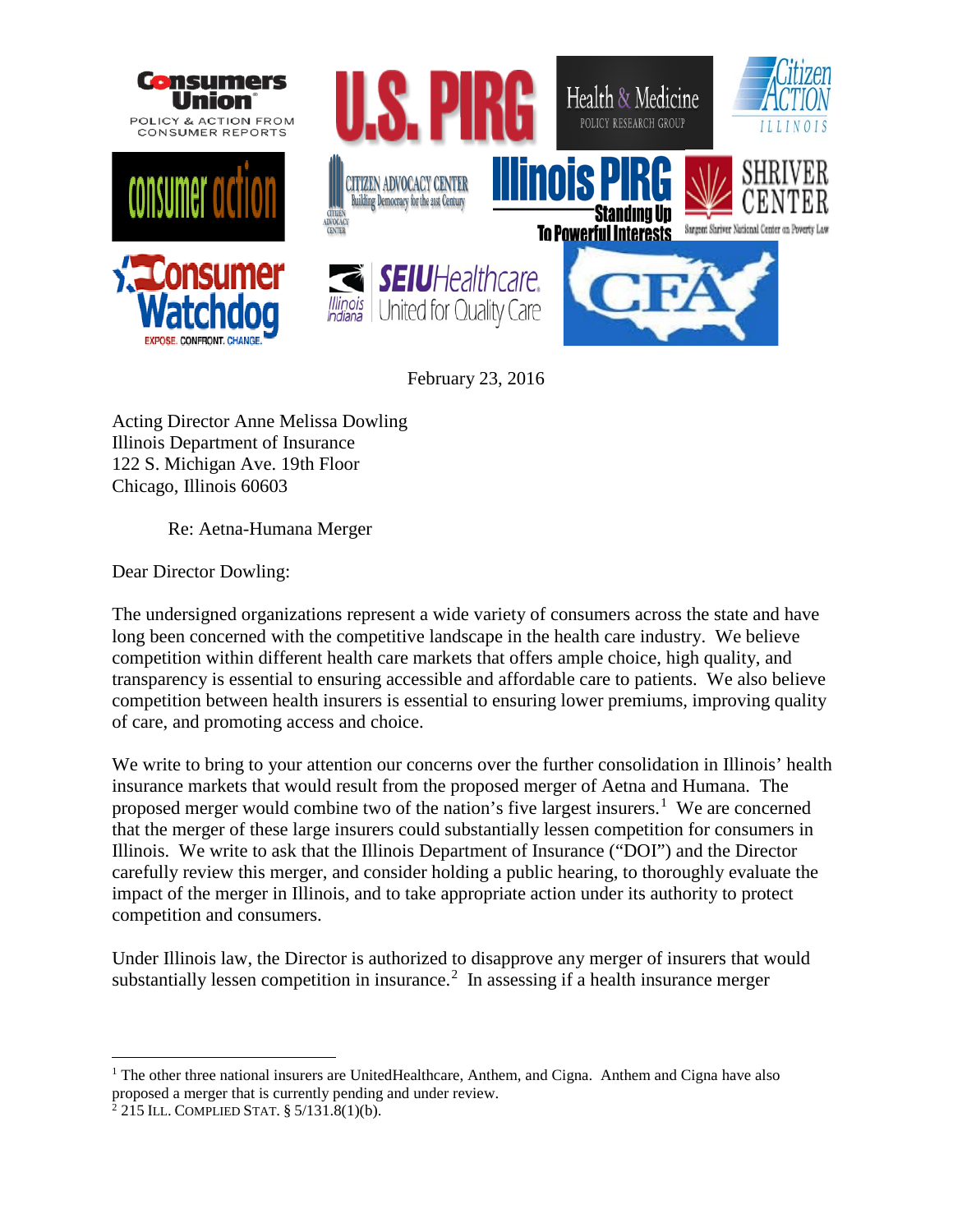February 23, 2016

Acting Director Anne Melissa Dowling
Illinois Department of Insurance
122 S. Michigan Ave. 19th Floor
Chicago, Illinois 60603

Re: Aetna-Humana Merger

Dear Director Dowling:

The undersigned organizations represent a wide variety of consumers across the state and have long been concerned with the competitive landscape in the health care industry. We believe competition within different health care markets that offers ample choice, high quality, and transparency is essential to ensuring accessible and affordable care to patients. We also believe competition between health insurers is essential to ensuring lower premiums, improving quality of care, and promoting access and choice.

We write to bring to your attention our concerns over the further consolidation in Illinois' health insurance markets that would result from the proposed merger of Aetna and Humana. The proposed merger would combine two of the nation's five largest insurers.[1] We are concerned that the merger of these large insurers could substantially lessen competition for consumers in Illinois. We write to ask that the Illinois Department of Insurance ("DOI") and the Director carefully review this merger, and consider holding a public hearing, to thoroughly evaluate the impact of the merger in Illinois, and to take appropriate action under its authority to protect competition and consumers.

Under Illinois law, the Director is authorized to disapprove any merger of insurers that would substantially lessen competition in insurance.[2] In assessing if a health insurance merger

---

[1] The other three national insurers are UnitedHealthcare, Anthem, and Cigna. Anthem and Cigna have also proposed a merger that is currently pending and under review.

[2] 215 ILL. COMPLIED STAT. § 5/131.8(1)(b).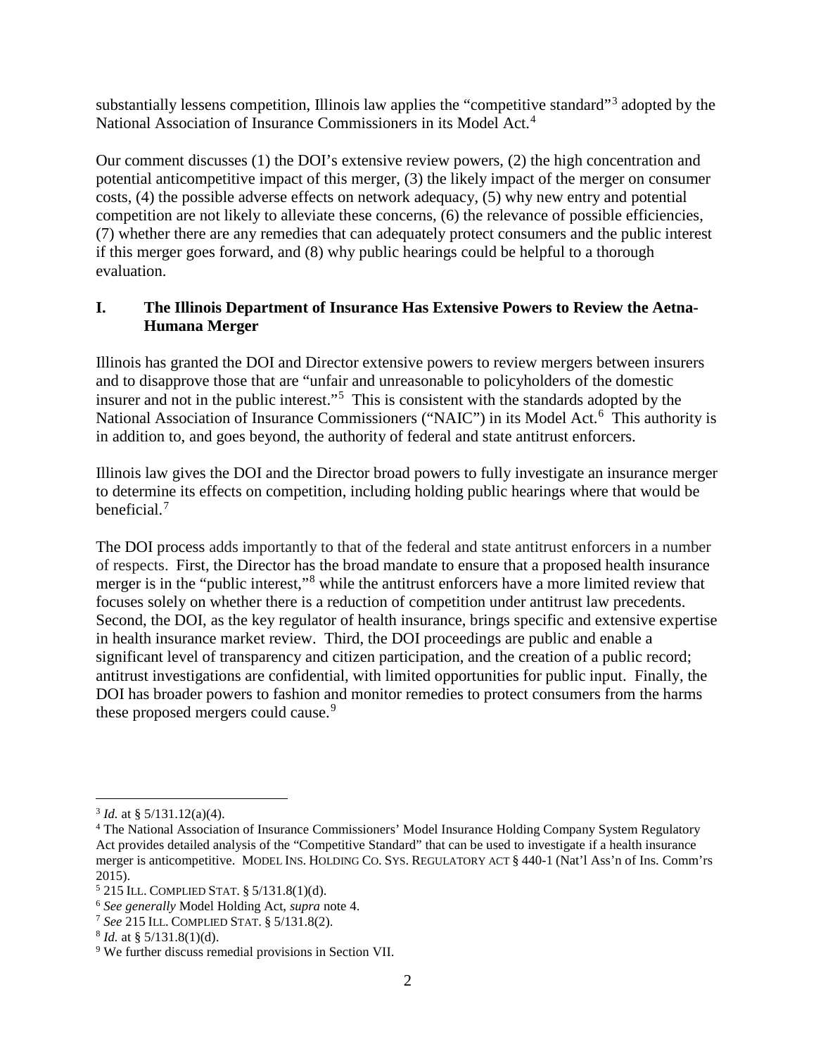substantially lessens competition, Illinois law applies the "competitive standard"[3] adopted by the National Association of Insurance Commissioners in its Model Act.[4]

Our comment discusses (1) the DOI's extensive review powers, (2) the high concentration and potential anticompetitive impact of this merger, (3) the likely impact of the merger on consumer costs, (4) the possible adverse effects on network adequacy, (5) why new entry and potential competition are not likely to alleviate these concerns, (6) the relevance of possible efficiencies, (7) whether there are any remedies that can adequately protect consumers and the public interest if this merger goes forward, and (8) why public hearings could be helpful to a thorough evaluation.

## I. The Illinois Department of Insurance Has Extensive Powers to Review the Aetna-Humana Merger

Illinois has granted the DOI and Director extensive powers to review mergers between insurers and to disapprove those that are "unfair and unreasonable to policyholders of the domestic insurer and not in the public interest."[5] This is consistent with the standards adopted by the National Association of Insurance Commissioners ("NAIC") in its Model Act.[6] This authority is in addition to, and goes beyond, the authority of federal and state antitrust enforcers.

Illinois law gives the DOI and the Director broad powers to fully investigate an insurance merger to determine its effects on competition, including holding public hearings where that would be beneficial.[7]

The DOI process adds importantly to that of the federal and state antitrust enforcers in a number of respects. First, the Director has the broad mandate to ensure that a proposed health insurance merger is in the "public interest,"[8] while the antitrust enforcers have a more limited review that focuses solely on whether there is a reduction of competition under antitrust law precedents. Second, the DOI, as the key regulator of health insurance, brings specific and extensive expertise in health insurance market review. Third, the DOI proceedings are public and enable a significant level of transparency and citizen participation, and the creation of a public record; antitrust investigations are confidential, with limited opportunities for public input. Finally, the DOI has broader powers to fashion and monitor remedies to protect consumers from the harms these proposed mergers could cause.[9]

---

[3] *Id.* at § 5/131.12(a)(4).

[4] The National Association of Insurance Commissioners' Model Insurance Holding Company System Regulatory Act provides detailed analysis of the "Competitive Standard" that can be used to investigate if a health insurance merger is anticompetitive. MODEL INS. HOLDING CO. SYS. REGULATORY ACT § 440-1 (Nat'l Ass'n of Ins. Comm'rs 2015).

[5] 215 ILL. COMPLIED STAT. § 5/131.8(1)(d).

[6] *See generally* Model Holding Act, *supra* note 4.

[7] *See* 215 ILL. COMPLIED STAT. § 5/131.8(2).

[8] *Id.* at § 5/131.8(1)(d).

[9] We further discuss remedial provisions in Section VII.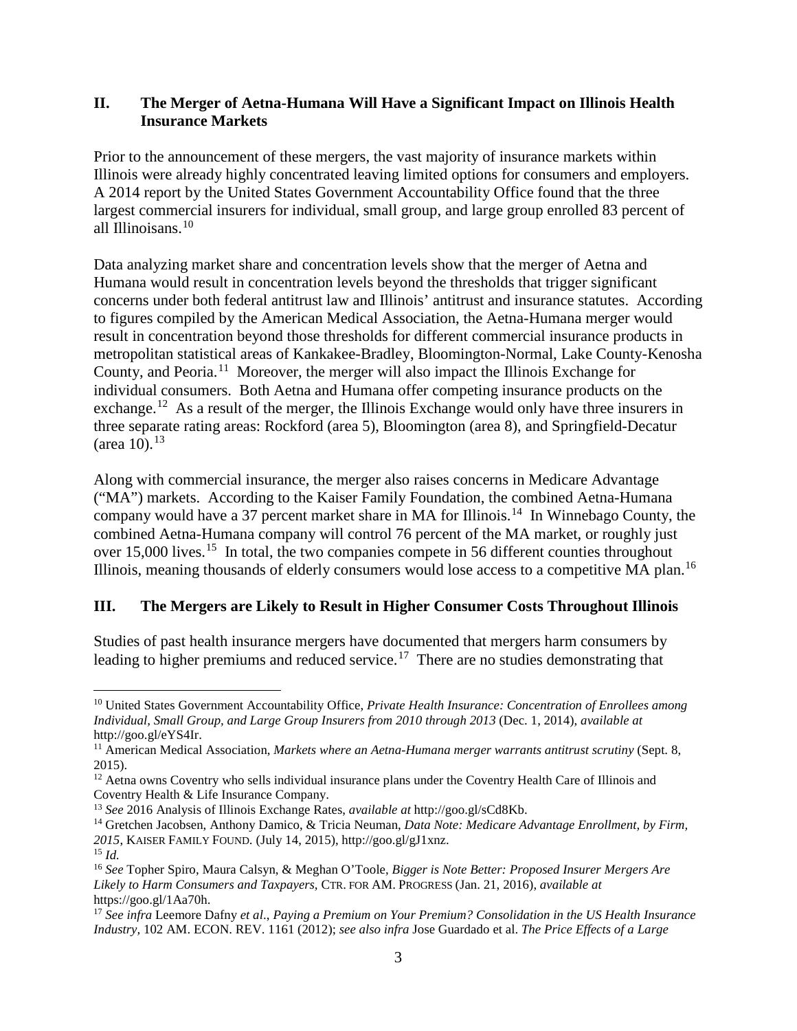## II. The Merger of Aetna-Humana Will Have a Significant Impact on Illinois Health Insurance Markets

Prior to the announcement of these mergers, the vast majority of insurance markets within Illinois were already highly concentrated leaving limited options for consumers and employers. A 2014 report by the United States Government Accountability Office found that the three largest commercial insurers for individual, small group, and large group enrolled 83 percent of all Illinoisans.[10]

Data analyzing market share and concentration levels show that the merger of Aetna and Humana would result in concentration levels beyond the thresholds that trigger significant concerns under both federal antitrust law and Illinois' antitrust and insurance statutes. According to figures compiled by the American Medical Association, the Aetna-Humana merger would result in concentration beyond those thresholds for different commercial insurance products in metropolitan statistical areas of Kankakee-Bradley, Bloomington-Normal, Lake County-Kenosha County, and Peoria.[11] Moreover, the merger will also impact the Illinois Exchange for individual consumers. Both Aetna and Humana offer competing insurance products on the exchange.[12] As a result of the merger, the Illinois Exchange would only have three insurers in three separate rating areas: Rockford (area 5), Bloomington (area 8), and Springfield-Decatur (area 10).[13]

Along with commercial insurance, the merger also raises concerns in Medicare Advantage ("MA") markets. According to the Kaiser Family Foundation, the combined Aetna-Humana company would have a 37 percent market share in MA for Illinois.[14] In Winnebago County, the combined Aetna-Humana company will control 76 percent of the MA market, or roughly just over 15,000 lives.[15] In total, the two companies compete in 56 different counties throughout Illinois, meaning thousands of elderly consumers would lose access to a competitive MA plan.[16]

## III. The Mergers are Likely to Result in Higher Consumer Costs Throughout Illinois

Studies of past health insurance mergers have documented that mergers harm consumers by leading to higher premiums and reduced service.[17] There are no studies demonstrating that

---

[10] United States Government Accountability Office, *Private Health Insurance: Concentration of Enrollees among Individual, Small Group, and Large Group Insurers from 2010 through 2013* (Dec. 1, 2014), *available at* http://goo.gl/eYS4Ir.

[11] American Medical Association, *Markets where an Aetna-Humana merger warrants antitrust scrutiny* (Sept. 8, 2015).

[12] Aetna owns Coventry who sells individual insurance plans under the Coventry Health Care of Illinois and Coventry Health & Life Insurance Company.

[13] *See* 2016 Analysis of Illinois Exchange Rates, *available at* http://goo.gl/sCd8Kb.

[14] Gretchen Jacobsen, Anthony Damico, & Tricia Neuman, *Data Note: Medicare Advantage Enrollment, by Firm, 2015*, KAISER FAMILY FOUND. (July 14, 2015), http://goo.gl/gJ1xnz.

[15] *Id.*

[16] *See* Topher Spiro, Maura Calsyn, & Meghan O'Toole, *Bigger is Note Better: Proposed Insurer Mergers Are Likely to Harm Consumers and Taxpayers*, CTR. FOR AM. PROGRESS (Jan. 21, 2016), *available at* https://goo.gl/1Aa70h.

[17] *See infra* Leemore Dafny *et al*., *Paying a Premium on Your Premium? Consolidation in the US Health Insurance Industry,* 102 AM. ECON. REV. 1161 (2012); *see also infra* Jose Guardado et al. *The Price Effects of a Large*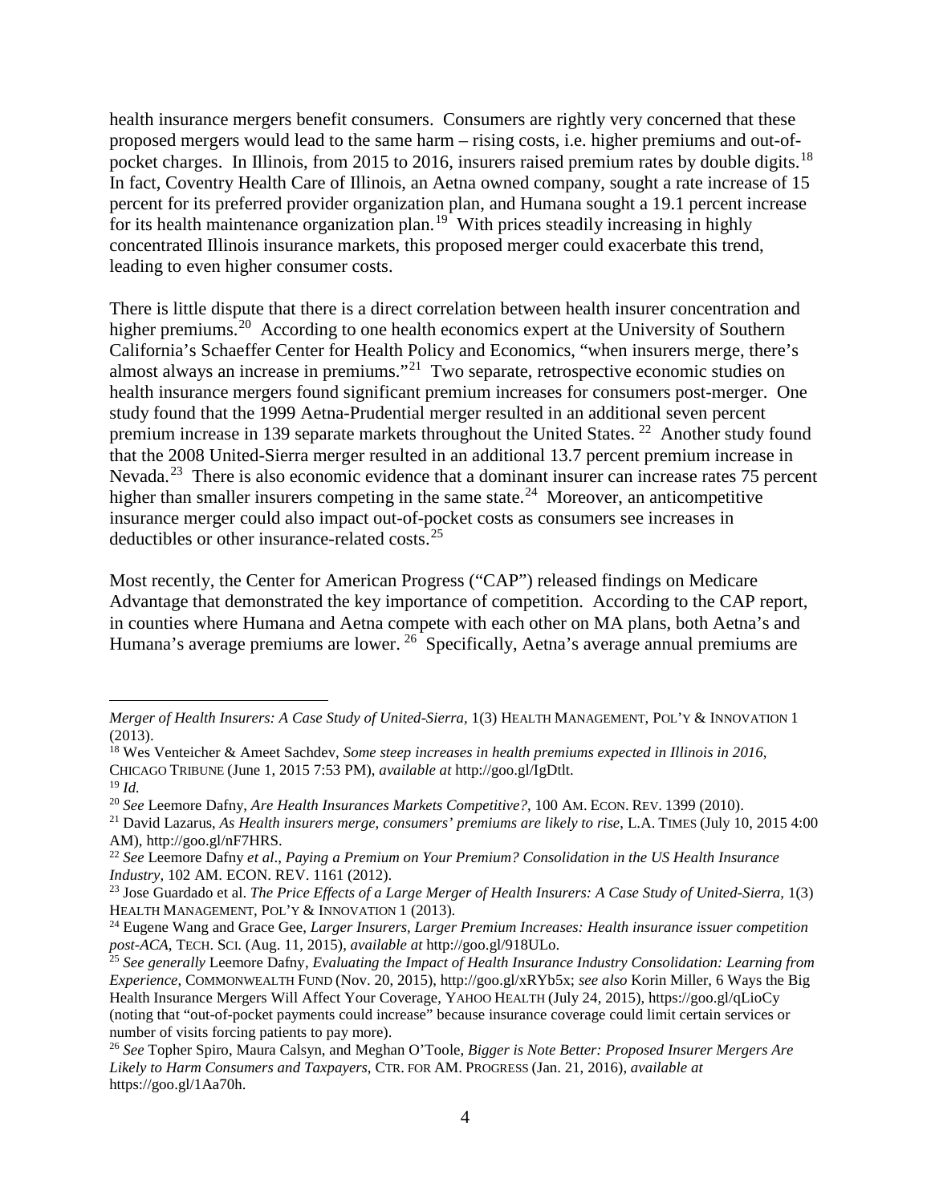health insurance mergers benefit consumers. Consumers are rightly very concerned that these proposed mergers would lead to the same harm – rising costs, i.e. higher premiums and out-of-pocket charges. In Illinois, from 2015 to 2016, insurers raised premium rates by double digits.[18] In fact, Coventry Health Care of Illinois, an Aetna owned company, sought a rate increase of 15 percent for its preferred provider organization plan, and Humana sought a 19.1 percent increase for its health maintenance organization plan.[19] With prices steadily increasing in highly concentrated Illinois insurance markets, this proposed merger could exacerbate this trend, leading to even higher consumer costs.

There is little dispute that there is a direct correlation between health insurer concentration and higher premiums.[20] According to one health economics expert at the University of Southern California's Schaeffer Center for Health Policy and Economics, "when insurers merge, there's almost always an increase in premiums."[21] Two separate, retrospective economic studies on health insurance mergers found significant premium increases for consumers post-merger. One study found that the 1999 Aetna-Prudential merger resulted in an additional seven percent premium increase in 139 separate markets throughout the United States.[22] Another study found that the 2008 United-Sierra merger resulted in an additional 13.7 percent premium increase in Nevada.[23] There is also economic evidence that a dominant insurer can increase rates 75 percent higher than smaller insurers competing in the same state.[24] Moreover, an anticompetitive insurance merger could also impact out-of-pocket costs as consumers see increases in deductibles or other insurance-related costs.[25]

Most recently, the Center for American Progress ("CAP") released findings on Medicare Advantage that demonstrated the key importance of competition. According to the CAP report, in counties where Humana and Aetna compete with each other on MA plans, both Aetna's and Humana's average premiums are lower.[26] Specifically, Aetna's average annual premiums are

---

*Merger of Health Insurers: A Case Study of United-Sierra*, 1(3) HEALTH MANAGEMENT, POL'Y & INNOVATION 1 (2013).

[18] Wes Venteicher & Ameet Sachdev, *Some steep increases in health premiums expected in Illinois in 2016*, CHICAGO TRIBUNE (June 1, 2015 7:53 PM), *available at* http://goo.gl/IgDtlt.

[19] *Id.*

[20] *See* Leemore Dafny, *Are Health Insurances Markets Competitive?*, 100 AM. ECON. REV. 1399 (2010).

[21] David Lazarus, *As Health insurers merge, consumers' premiums are likely to rise*, L.A. TIMES (July 10, 2015 4:00 AM), http://goo.gl/nF7HRS.

[22] *See* Leemore Dafny *et al*., *Paying a Premium on Your Premium? Consolidation in the US Health Insurance Industry*, 102 AM. ECON. REV. 1161 (2012).

[23] Jose Guardado et al. *The Price Effects of a Large Merger of Health Insurers: A Case Study of United-Sierra*, 1(3) HEALTH MANAGEMENT, POL'Y & INNOVATION 1 (2013).

[24] Eugene Wang and Grace Gee, *Larger Insurers, Larger Premium Increases: Health insurance issuer competition post-ACA*, TECH. SCI. (Aug. 11, 2015), *available at* http://goo.gl/918ULo.

[25] *See generally* Leemore Dafny, *Evaluating the Impact of Health Insurance Industry Consolidation: Learning from Experience*, COMMONWEALTH FUND (Nov. 20, 2015), http://goo.gl/xRYb5x; *see also* Korin Miller, 6 Ways the Big Health Insurance Mergers Will Affect Your Coverage, YAHOO HEALTH (July 24, 2015), https://goo.gl/qLioCy (noting that "out-of-pocket payments could increase" because insurance coverage could limit certain services or number of visits forcing patients to pay more).

[26] *See* Topher Spiro, Maura Calsyn, and Meghan O'Toole, *Bigger is Note Better: Proposed Insurer Mergers Are Likely to Harm Consumers and Taxpayers*, CTR. FOR AM. PROGRESS (Jan. 21, 2016), *available at* https://goo.gl/1Aa70h.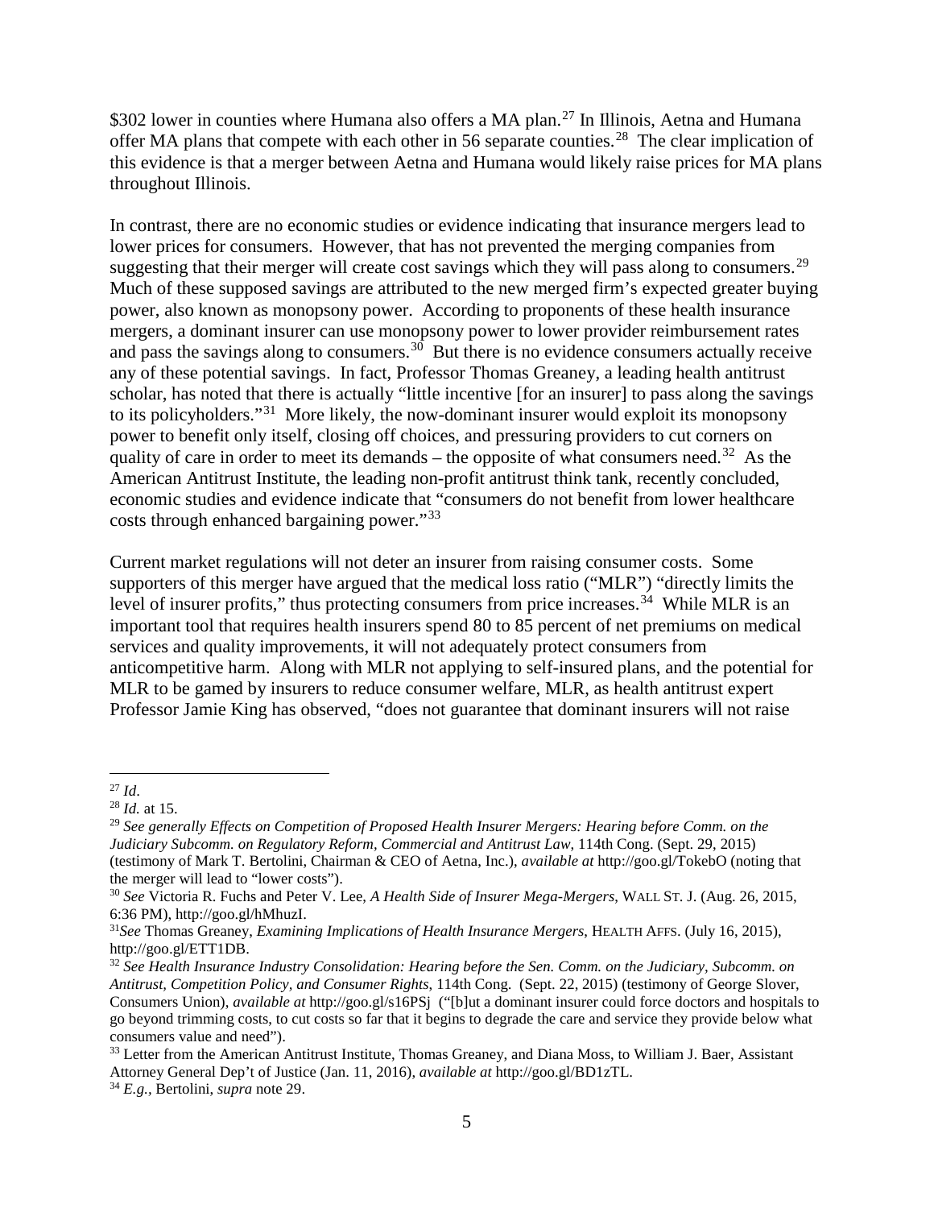$302 lower in counties where Humana also offers a MA plan.[27] In Illinois, Aetna and Humana offer MA plans that compete with each other in 56 separate counties.[28] The clear implication of this evidence is that a merger between Aetna and Humana would likely raise prices for MA plans throughout Illinois.

In contrast, there are no economic studies or evidence indicating that insurance mergers lead to lower prices for consumers. However, that has not prevented the merging companies from suggesting that their merger will create cost savings which they will pass along to consumers.[29] Much of these supposed savings are attributed to the new merged firm's expected greater buying power, also known as monopsony power. According to proponents of these health insurance mergers, a dominant insurer can use monopsony power to lower provider reimbursement rates and pass the savings along to consumers.[30] But there is no evidence consumers actually receive any of these potential savings. In fact, Professor Thomas Greaney, a leading health antitrust scholar, has noted that there is actually "little incentive [for an insurer] to pass along the savings to its policyholders."[31] More likely, the now-dominant insurer would exploit its monopsony power to benefit only itself, closing off choices, and pressuring providers to cut corners on quality of care in order to meet its demands – the opposite of what consumers need.[32] As the American Antitrust Institute, the leading non-profit antitrust think tank, recently concluded, economic studies and evidence indicate that "consumers do not benefit from lower healthcare costs through enhanced bargaining power."[33]

Current market regulations will not deter an insurer from raising consumer costs. Some supporters of this merger have argued that the medical loss ratio ("MLR") "directly limits the level of insurer profits," thus protecting consumers from price increases.[34] While MLR is an important tool that requires health insurers spend 80 to 85 percent of net premiums on medical services and quality improvements, it will not adequately protect consumers from anticompetitive harm. Along with MLR not applying to self-insured plans, and the potential for MLR to be gamed by insurers to reduce consumer welfare, MLR, as health antitrust expert Professor Jamie King has observed, "does not guarantee that dominant insurers will not raise

---

[27] *Id*.

[28] *Id.* at 15.

[29] *See generally Effects on Competition of Proposed Health Insurer Mergers: Hearing before Comm. on the Judiciary Subcomm. on Regulatory Reform, Commercial and Antitrust Law*, 114th Cong. (Sept. 29, 2015) (testimony of Mark T. Bertolini, Chairman & CEO of Aetna, Inc.), *available at* http://goo.gl/TokebO (noting that the merger will lead to "lower costs").

[30] *See* Victoria R. Fuchs and Peter V. Lee, *A Health Side of Insurer Mega-Mergers*, WALL ST. J. (Aug. 26, 2015, 6:36 PM), http://goo.gl/hMhuzI.

[31] *See* Thomas Greaney, *Examining Implications of Health Insurance Mergers*, HEALTH AFFS. (July 16, 2015), http://goo.gl/ETT1DB.

[32] *See Health Insurance Industry Consolidation: Hearing before the Sen. Comm. on the Judiciary, Subcomm. on Antitrust, Competition Policy, and Consumer Rights*, 114th Cong. (Sept. 22, 2015) (testimony of George Slover, Consumers Union), *available at* http://goo.gl/s16PSj ("[b]ut a dominant insurer could force doctors and hospitals to go beyond trimming costs, to cut costs so far that it begins to degrade the care and service they provide below what consumers value and need").

[33] Letter from the American Antitrust Institute, Thomas Greaney, and Diana Moss, to William J. Baer, Assistant Attorney General Dep't of Justice (Jan. 11, 2016), *available at* http://goo.gl/BD1zTL.

[34] *E.g.*, Bertolini, *supra* note 29.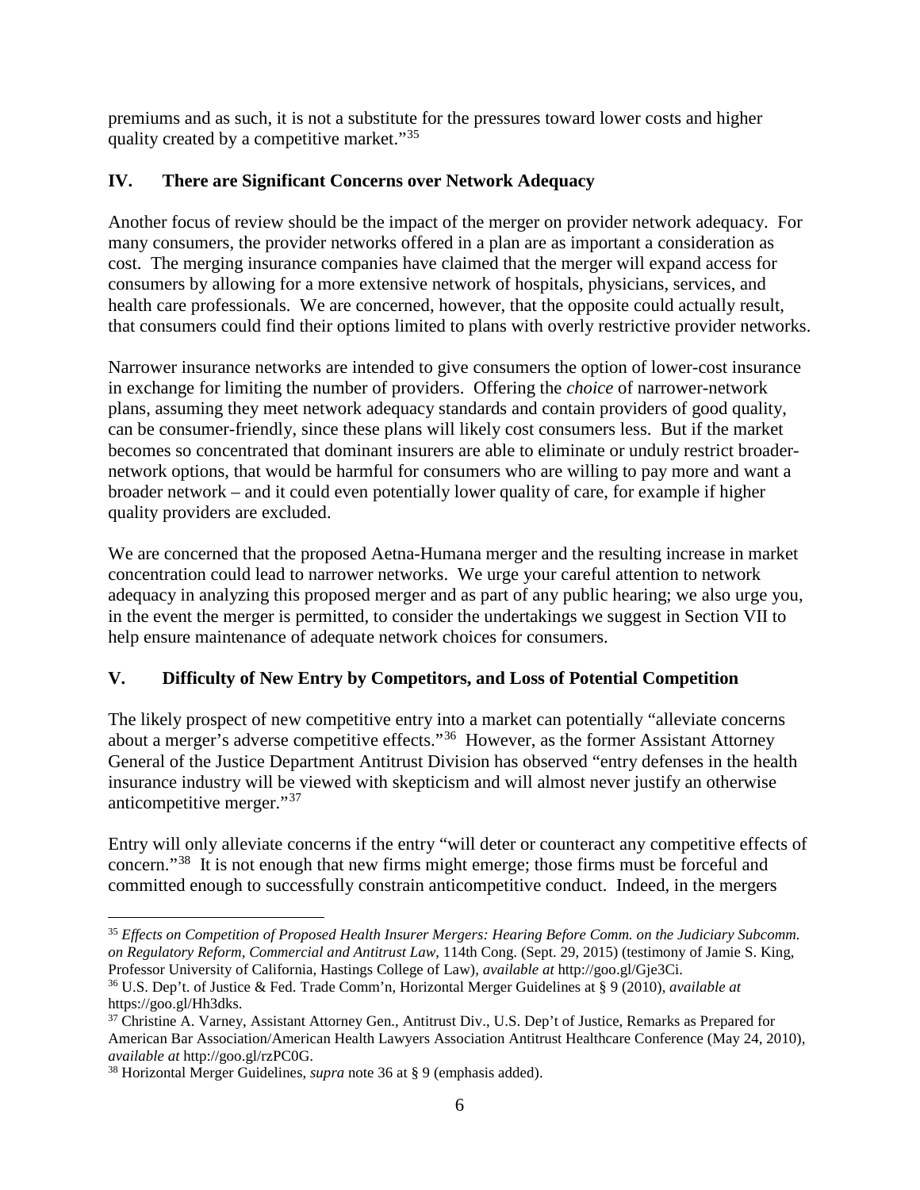premiums and as such, it is not a substitute for the pressures toward lower costs and higher quality created by a competitive market."[35]

## IV. There are Significant Concerns over Network Adequacy

Another focus of review should be the impact of the merger on provider network adequacy. For many consumers, the provider networks offered in a plan are as important a consideration as cost. The merging insurance companies have claimed that the merger will expand access for consumers by allowing for a more extensive network of hospitals, physicians, services, and health care professionals. We are concerned, however, that the opposite could actually result, that consumers could find their options limited to plans with overly restrictive provider networks.

Narrower insurance networks are intended to give consumers the option of lower-cost insurance in exchange for limiting the number of providers. Offering the *choice* of narrower-network plans, assuming they meet network adequacy standards and contain providers of good quality, can be consumer-friendly, since these plans will likely cost consumers less. But if the market becomes so concentrated that dominant insurers are able to eliminate or unduly restrict broader-network options, that would be harmful for consumers who are willing to pay more and want a broader network – and it could even potentially lower quality of care, for example if higher quality providers are excluded.

We are concerned that the proposed Aetna-Humana merger and the resulting increase in market concentration could lead to narrower networks. We urge your careful attention to network adequacy in analyzing this proposed merger and as part of any public hearing; we also urge you, in the event the merger is permitted, to consider the undertakings we suggest in Section VII to help ensure maintenance of adequate network choices for consumers.

## V. Difficulty of New Entry by Competitors, and Loss of Potential Competition

The likely prospect of new competitive entry into a market can potentially "alleviate concerns about a merger's adverse competitive effects."[36] However, as the former Assistant Attorney General of the Justice Department Antitrust Division has observed "entry defenses in the health insurance industry will be viewed with skepticism and will almost never justify an otherwise anticompetitive merger."[37]

Entry will only alleviate concerns if the entry "will deter or counteract any competitive effects of concern."[38] It is not enough that new firms might emerge; those firms must be forceful and committed enough to successfully constrain anticompetitive conduct. Indeed, in the mergers

---

[35] *Effects on Competition of Proposed Health Insurer Mergers: Hearing Before Comm. on the Judiciary Subcomm. on Regulatory Reform, Commercial and Antitrust Law*, 114th Cong. (Sept. 29, 2015) (testimony of Jamie S. King, Professor University of California, Hastings College of Law), *available at* http://goo.gl/Gje3Ci.

[36] U.S. Dep't. of Justice & Fed. Trade Comm'n, Horizontal Merger Guidelines at § 9 (2010), *available at* https://goo.gl/Hh3dks.

[37] Christine A. Varney, Assistant Attorney Gen., Antitrust Div., U.S. Dep't of Justice, Remarks as Prepared for American Bar Association/American Health Lawyers Association Antitrust Healthcare Conference (May 24, 2010), *available at* http://goo.gl/rzPC0G.

[38] Horizontal Merger Guidelines, *supra* note 36 at § 9 (emphasis added).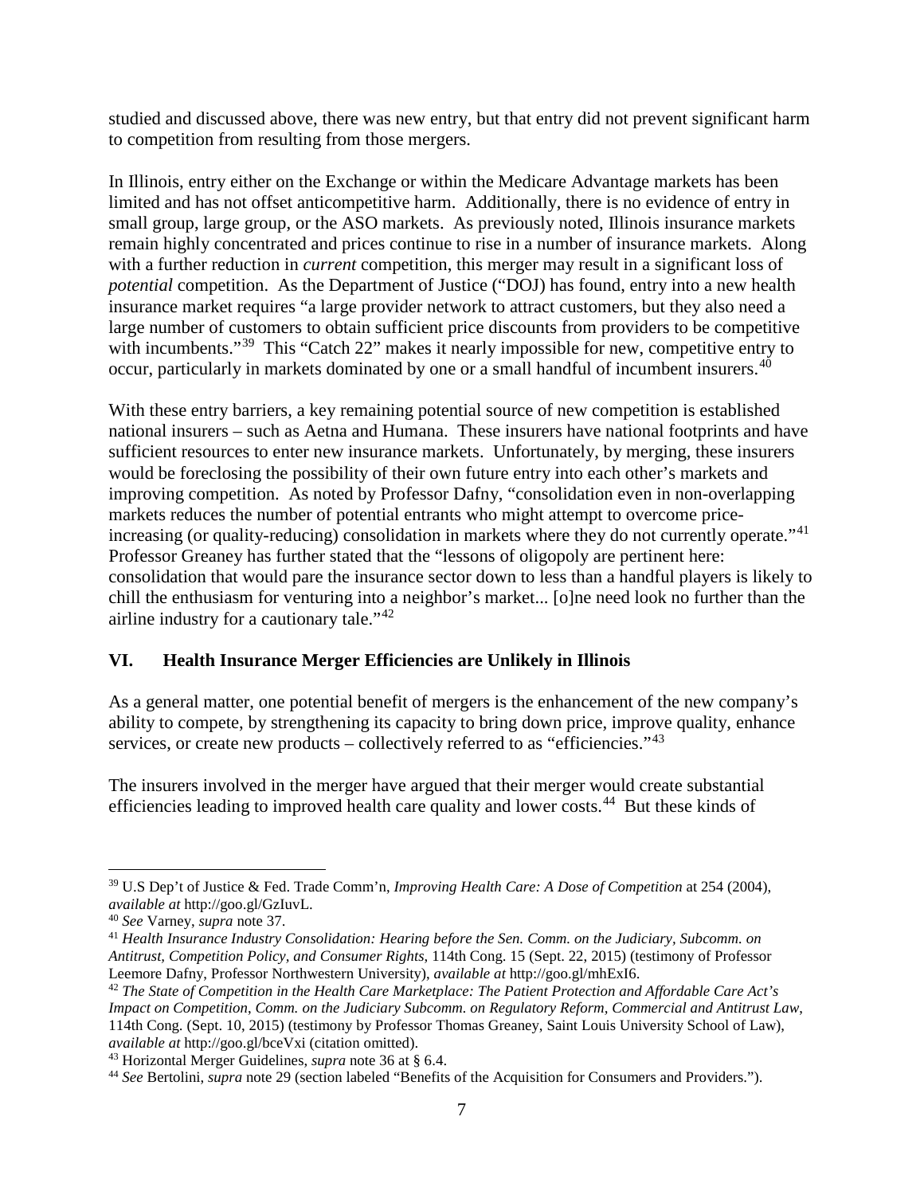studied and discussed above, there was new entry, but that entry did not prevent significant harm to competition from resulting from those mergers.

In Illinois, entry either on the Exchange or within the Medicare Advantage markets has been limited and has not offset anticompetitive harm. Additionally, there is no evidence of entry in small group, large group, or the ASO markets. As previously noted, Illinois insurance markets remain highly concentrated and prices continue to rise in a number of insurance markets. Along with a further reduction in *current* competition, this merger may result in a significant loss of *potential* competition. As the Department of Justice ("DOJ) has found, entry into a new health insurance market requires "a large provider network to attract customers, but they also need a large number of customers to obtain sufficient price discounts from providers to be competitive with incumbents."[39] This "Catch 22" makes it nearly impossible for new, competitive entry to occur, particularly in markets dominated by one or a small handful of incumbent insurers.[40]

With these entry barriers, a key remaining potential source of new competition is established national insurers – such as Aetna and Humana. These insurers have national footprints and have sufficient resources to enter new insurance markets. Unfortunately, by merging, these insurers would be foreclosing the possibility of their own future entry into each other's markets and improving competition. As noted by Professor Dafny, "consolidation even in non-overlapping markets reduces the number of potential entrants who might attempt to overcome price-increasing (or quality-reducing) consolidation in markets where they do not currently operate."[41] Professor Greaney has further stated that the "lessons of oligopoly are pertinent here: consolidation that would pare the insurance sector down to less than a handful players is likely to chill the enthusiasm for venturing into a neighbor's market... [o]ne need look no further than the airline industry for a cautionary tale."[42]

## VI. Health Insurance Merger Efficiencies are Unlikely in Illinois

As a general matter, one potential benefit of mergers is the enhancement of the new company's ability to compete, by strengthening its capacity to bring down price, improve quality, enhance services, or create new products – collectively referred to as "efficiencies."[43]

The insurers involved in the merger have argued that their merger would create substantial efficiencies leading to improved health care quality and lower costs.[44] But these kinds of

---

[39] U.S Dep't of Justice & Fed. Trade Comm'n, *Improving Health Care: A Dose of Competition* at 254 (2004), *available at* http://goo.gl/GzIuvL.

[40] *See* Varney, *supra* note 37.

[41] *Health Insurance Industry Consolidation: Hearing before the Sen. Comm. on the Judiciary, Subcomm. on Antitrust, Competition Policy, and Consumer Rights*, 114th Cong. 15 (Sept. 22, 2015) (testimony of Professor Leemore Dafny, Professor Northwestern University), *available at* http://goo.gl/mhExI6.

[42] *The State of Competition in the Health Care Marketplace: The Patient Protection and Affordable Care Act's Impact on Competition, Comm. on the Judiciary Subcomm. on Regulatory Reform, Commercial and Antitrust Law*, 114th Cong. (Sept. 10, 2015) (testimony by Professor Thomas Greaney, Saint Louis University School of Law), *available at* http://goo.gl/bceVxi (citation omitted).

[43] Horizontal Merger Guidelines, *supra* note 36 at § 6.4.

[44] *See* Bertolini, *supra* note 29 (section labeled "Benefits of the Acquisition for Consumers and Providers.").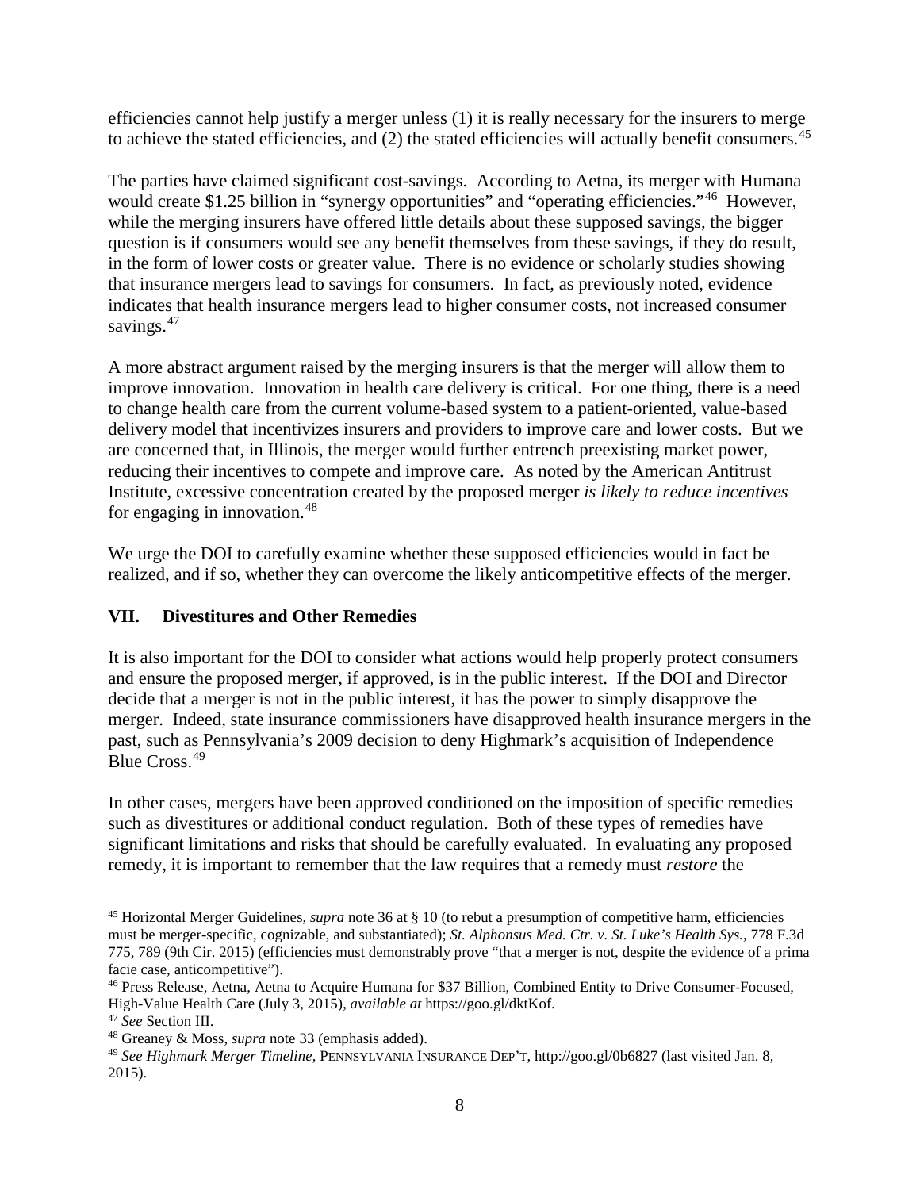efficiencies cannot help justify a merger unless (1) it is really necessary for the insurers to merge to achieve the stated efficiencies, and (2) the stated efficiencies will actually benefit consumers.[45]

The parties have claimed significant cost-savings. According to Aetna, its merger with Humana would create $1.25 billion in "synergy opportunities" and "operating efficiencies."[46] However, while the merging insurers have offered little details about these supposed savings, the bigger question is if consumers would see any benefit themselves from these savings, if they do result, in the form of lower costs or greater value. There is no evidence or scholarly studies showing that insurance mergers lead to savings for consumers. In fact, as previously noted, evidence indicates that health insurance mergers lead to higher consumer costs, not increased consumer savings.[47]

A more abstract argument raised by the merging insurers is that the merger will allow them to improve innovation. Innovation in health care delivery is critical. For one thing, there is a need to change health care from the current volume-based system to a patient-oriented, value-based delivery model that incentivizes insurers and providers to improve care and lower costs. But we are concerned that, in Illinois, the merger would further entrench preexisting market power, reducing their incentives to compete and improve care. As noted by the American Antitrust Institute, excessive concentration created by the proposed merger *is likely to reduce incentives* for engaging in innovation.[48]

We urge the DOI to carefully examine whether these supposed efficiencies would in fact be realized, and if so, whether they can overcome the likely anticompetitive effects of the merger.

## VII. Divestitures and Other Remedies

It is also important for the DOI to consider what actions would help properly protect consumers and ensure the proposed merger, if approved, is in the public interest. If the DOI and Director decide that a merger is not in the public interest, it has the power to simply disapprove the merger. Indeed, state insurance commissioners have disapproved health insurance mergers in the past, such as Pennsylvania's 2009 decision to deny Highmark's acquisition of Independence Blue Cross.[49]

In other cases, mergers have been approved conditioned on the imposition of specific remedies such as divestitures or additional conduct regulation. Both of these types of remedies have significant limitations and risks that should be carefully evaluated. In evaluating any proposed remedy, it is important to remember that the law requires that a remedy must *restore* the

---

[45] Horizontal Merger Guidelines, *supra* note 36 at § 10 (to rebut a presumption of competitive harm, efficiencies must be merger-specific, cognizable, and substantiated); *St. Alphonsus Med. Ctr. v. St. Luke's Health Sys.*, 778 F.3d 775, 789 (9th Cir. 2015) (efficiencies must demonstrably prove "that a merger is not, despite the evidence of a prima facie case, anticompetitive").

[46] Press Release, Aetna, Aetna to Acquire Humana for $37 Billion, Combined Entity to Drive Consumer-Focused, High-Value Health Care (July 3, 2015), *available at* https://goo.gl/dktKof.

[47] *See* Section III.

[48] Greaney & Moss, *supra* note 33 (emphasis added).

[49] *See Highmark Merger Timeline*, PENNSYLVANIA INSURANCE DEP'T, http://goo.gl/0b6827 (last visited Jan. 8, 2015).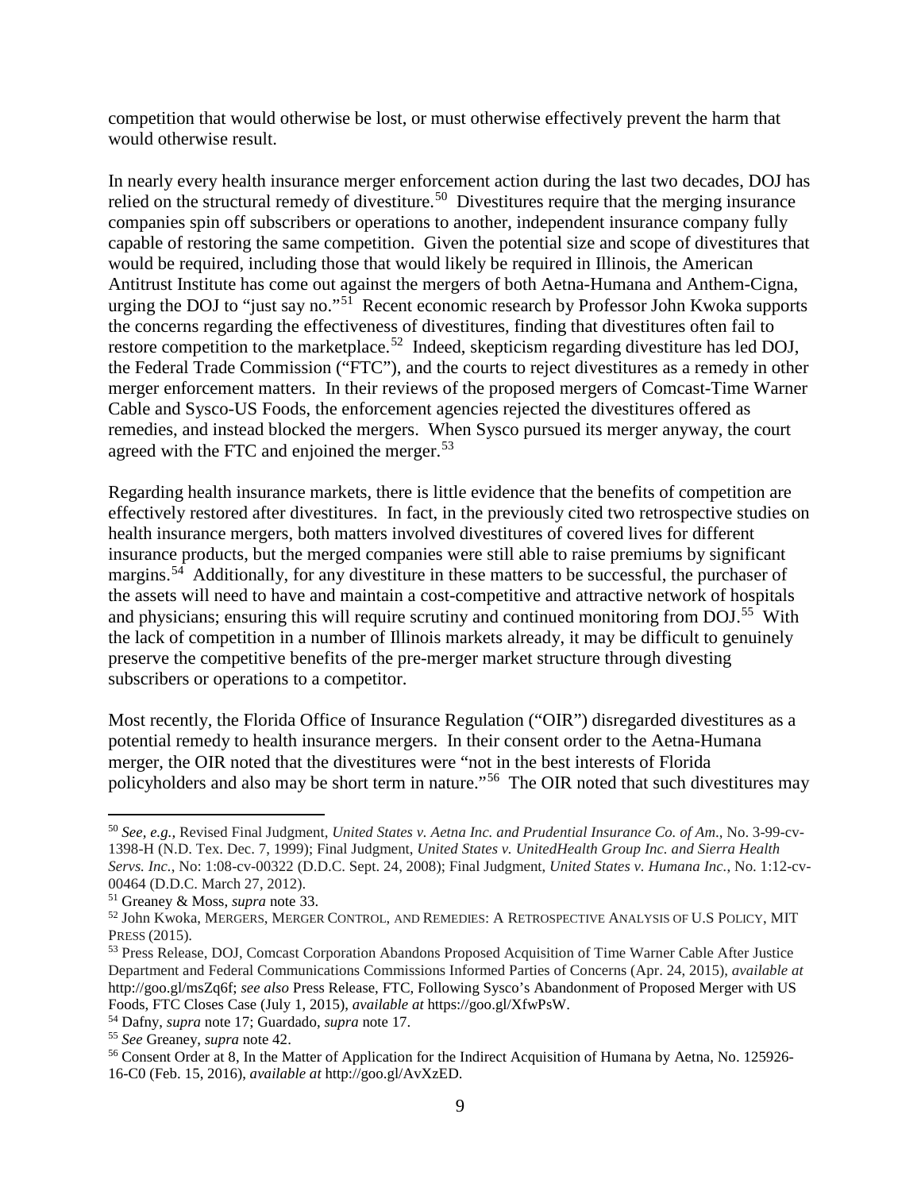competition that would otherwise be lost, or must otherwise effectively prevent the harm that would otherwise result.

In nearly every health insurance merger enforcement action during the last two decades, DOJ has relied on the structural remedy of divestiture.[50] Divestitures require that the merging insurance companies spin off subscribers or operations to another, independent insurance company fully capable of restoring the same competition. Given the potential size and scope of divestitures that would be required, including those that would likely be required in Illinois, the American Antitrust Institute has come out against the mergers of both Aetna-Humana and Anthem-Cigna, urging the DOJ to "just say no."[51] Recent economic research by Professor John Kwoka supports the concerns regarding the effectiveness of divestitures, finding that divestitures often fail to restore competition to the marketplace.[52] Indeed, skepticism regarding divestiture has led DOJ, the Federal Trade Commission ("FTC"), and the courts to reject divestitures as a remedy in other merger enforcement matters. In their reviews of the proposed mergers of Comcast-Time Warner Cable and Sysco-US Foods, the enforcement agencies rejected the divestitures offered as remedies, and instead blocked the mergers. When Sysco pursued its merger anyway, the court agreed with the FTC and enjoined the merger.[53]

Regarding health insurance markets, there is little evidence that the benefits of competition are effectively restored after divestitures. In fact, in the previously cited two retrospective studies on health insurance mergers, both matters involved divestitures of covered lives for different insurance products, but the merged companies were still able to raise premiums by significant margins.[54] Additionally, for any divestiture in these matters to be successful, the purchaser of the assets will need to have and maintain a cost-competitive and attractive network of hospitals and physicians; ensuring this will require scrutiny and continued monitoring from DOJ.[55] With the lack of competition in a number of Illinois markets already, it may be difficult to genuinely preserve the competitive benefits of the pre-merger market structure through divesting subscribers or operations to a competitor.

Most recently, the Florida Office of Insurance Regulation ("OIR") disregarded divestitures as a potential remedy to health insurance mergers. In their consent order to the Aetna-Humana merger, the OIR noted that the divestitures were "not in the best interests of Florida policyholders and also may be short term in nature."[56] The OIR noted that such divestitures may

---

[50] *See, e.g.*, Revised Final Judgment, *United States v. Aetna Inc. and Prudential Insurance Co. of Am.*, No. 3-99-cv-1398-H (N.D. Tex. Dec. 7, 1999); Final Judgment, *United States v. UnitedHealth Group Inc. and Sierra Health Servs. Inc.*, No: 1:08-cv-00322 (D.D.C. Sept. 24, 2008); Final Judgment, *United States v. Humana Inc.*, No. 1:12-cv-00464 (D.D.C. March 27, 2012).

[51] Greaney & Moss, *supra* note 33.

[52] John Kwoka, MERGERS, MERGER CONTROL, AND REMEDIES: A RETROSPECTIVE ANALYSIS OF U.S POLICY, MIT PRESS (2015).

[53] Press Release, DOJ, Comcast Corporation Abandons Proposed Acquisition of Time Warner Cable After Justice Department and Federal Communications Commissions Informed Parties of Concerns (Apr. 24, 2015), *available at* http://goo.gl/msZq6f; *see also* Press Release, FTC, Following Sysco's Abandonment of Proposed Merger with US Foods, FTC Closes Case (July 1, 2015), *available at* https://goo.gl/XfwPsW.

[54] Dafny, *supra* note 17; Guardado, *supra* note 17.

[55] *See* Greaney, *supra* note 42.

[56] Consent Order at 8, In the Matter of Application for the Indirect Acquisition of Humana by Aetna, No. 125926-16-C0 (Feb. 15, 2016), *available at* http://goo.gl/AvXzED.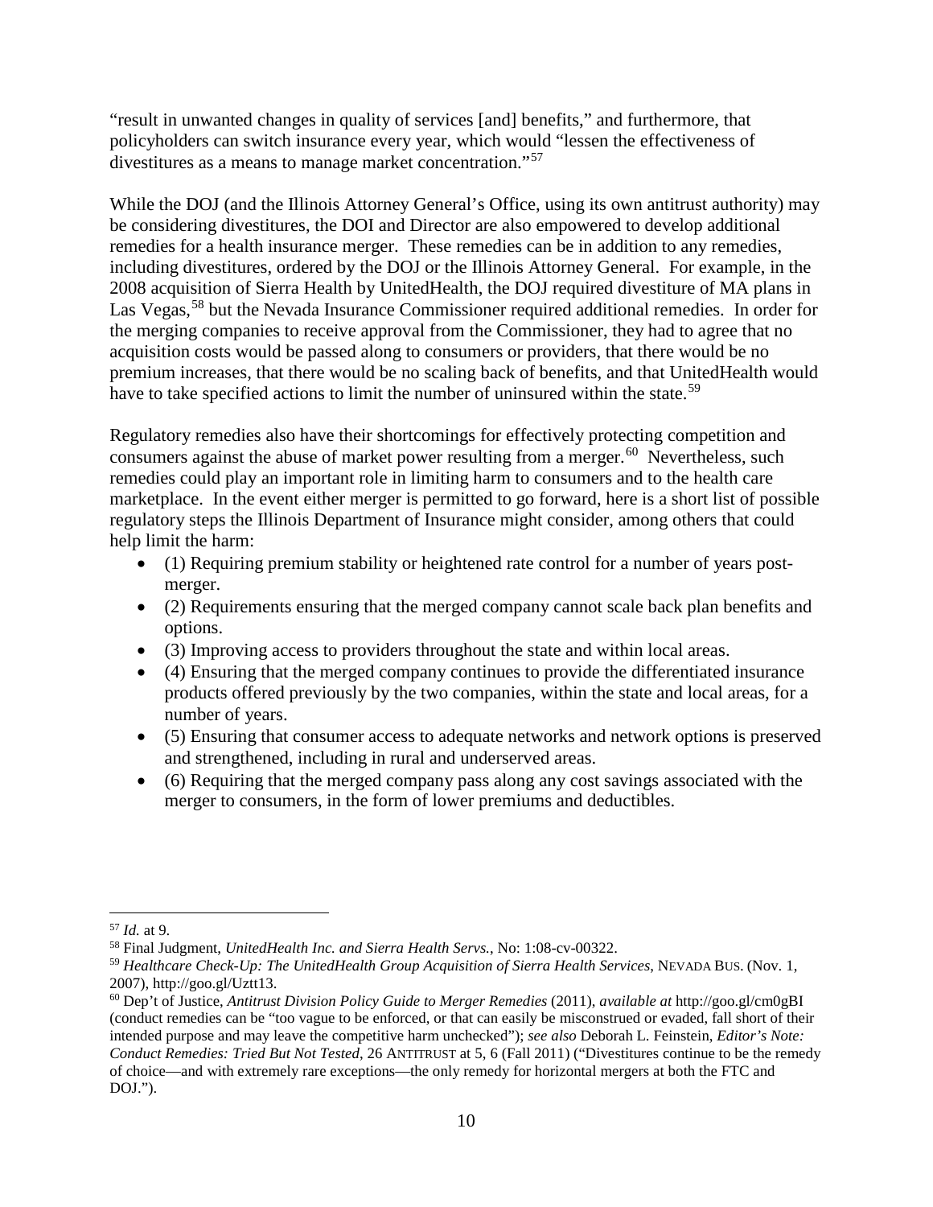"result in unwanted changes in quality of services [and] benefits," and furthermore, that policyholders can switch insurance every year, which would "lessen the effectiveness of divestitures as a means to manage market concentration."[57]

While the DOJ (and the Illinois Attorney General's Office, using its own antitrust authority) may be considering divestitures, the DOI and Director are also empowered to develop additional remedies for a health insurance merger. These remedies can be in addition to any remedies, including divestitures, ordered by the DOJ or the Illinois Attorney General. For example, in the 2008 acquisition of Sierra Health by UnitedHealth, the DOJ required divestiture of MA plans in Las Vegas,[58] but the Nevada Insurance Commissioner required additional remedies. In order for the merging companies to receive approval from the Commissioner, they had to agree that no acquisition costs would be passed along to consumers or providers, that there would be no premium increases, that there would be no scaling back of benefits, and that UnitedHealth would have to take specified actions to limit the number of uninsured within the state.[59]

Regulatory remedies also have their shortcomings for effectively protecting competition and consumers against the abuse of market power resulting from a merger.[60] Nevertheless, such remedies could play an important role in limiting harm to consumers and to the health care marketplace. In the event either merger is permitted to go forward, here is a short list of possible regulatory steps the Illinois Department of Insurance might consider, among others that could help limit the harm:

- (1) Requiring premium stability or heightened rate control for a number of years post-merger.
- (2) Requirements ensuring that the merged company cannot scale back plan benefits and options.
- (3) Improving access to providers throughout the state and within local areas.
- (4) Ensuring that the merged company continues to provide the differentiated insurance products offered previously by the two companies, within the state and local areas, for a number of years.
- (5) Ensuring that consumer access to adequate networks and network options is preserved and strengthened, including in rural and underserved areas.
- (6) Requiring that the merged company pass along any cost savings associated with the merger to consumers, in the form of lower premiums and deductibles.

---

[57] *Id.* at 9.

[58] Final Judgment, *UnitedHealth Inc. and Sierra Health Servs.*, No: 1:08-cv-00322.

[59] *Healthcare Check-Up: The UnitedHealth Group Acquisition of Sierra Health Services*, NEVADA BUS. (Nov. 1, 2007), http://goo.gl/Uztt13.

[60] Dep't of Justice, *Antitrust Division Policy Guide to Merger Remedies* (2011), *available at* http://goo.gl/cm0gBI (conduct remedies can be "too vague to be enforced, or that can easily be misconstrued or evaded, fall short of their intended purpose and may leave the competitive harm unchecked"); *see also* Deborah L. Feinstein, *Editor's Note: Conduct Remedies: Tried But Not Tested*, 26 ANTITRUST at 5, 6 (Fall 2011) ("Divestitures continue to be the remedy of choice—and with extremely rare exceptions—the only remedy for horizontal mergers at both the FTC and DOJ.").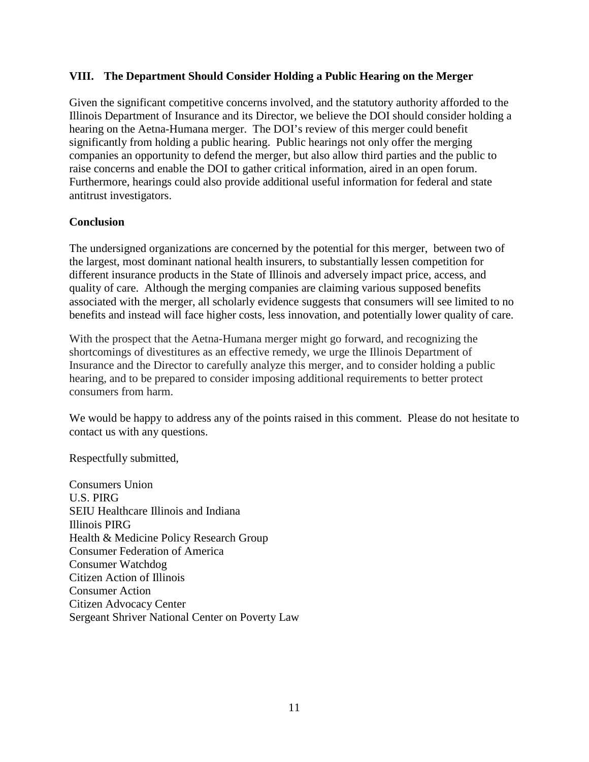## VIII. The Department Should Consider Holding a Public Hearing on the Merger

Given the significant competitive concerns involved, and the statutory authority afforded to the Illinois Department of Insurance and its Director, we believe the DOI should consider holding a hearing on the Aetna-Humana merger. The DOI's review of this merger could benefit significantly from holding a public hearing. Public hearings not only offer the merging companies an opportunity to defend the merger, but also allow third parties and the public to raise concerns and enable the DOI to gather critical information, aired in an open forum. Furthermore, hearings could also provide additional useful information for federal and state antitrust investigators.

## Conclusion

The undersigned organizations are concerned by the potential for this merger, between two of the largest, most dominant national health insurers, to substantially lessen competition for different insurance products in the State of Illinois and adversely impact price, access, and quality of care. Although the merging companies are claiming various supposed benefits associated with the merger, all scholarly evidence suggests that consumers will see limited to no benefits and instead will face higher costs, less innovation, and potentially lower quality of care.

With the prospect that the Aetna-Humana merger might go forward, and recognizing the shortcomings of divestitures as an effective remedy, we urge the Illinois Department of Insurance and the Director to carefully analyze this merger, and to consider holding a public hearing, and to be prepared to consider imposing additional requirements to better protect consumers from harm.

We would be happy to address any of the points raised in this comment. Please do not hesitate to contact us with any questions.

Respectfully submitted,

Consumers Union
U.S. PIRG
SEIU Healthcare Illinois and Indiana
Illinois PIRG
Health & Medicine Policy Research Group
Consumer Federation of America
Consumer Watchdog
Citizen Action of Illinois
Consumer Action
Citizen Advocacy Center
Sergeant Shriver National Center on Poverty Law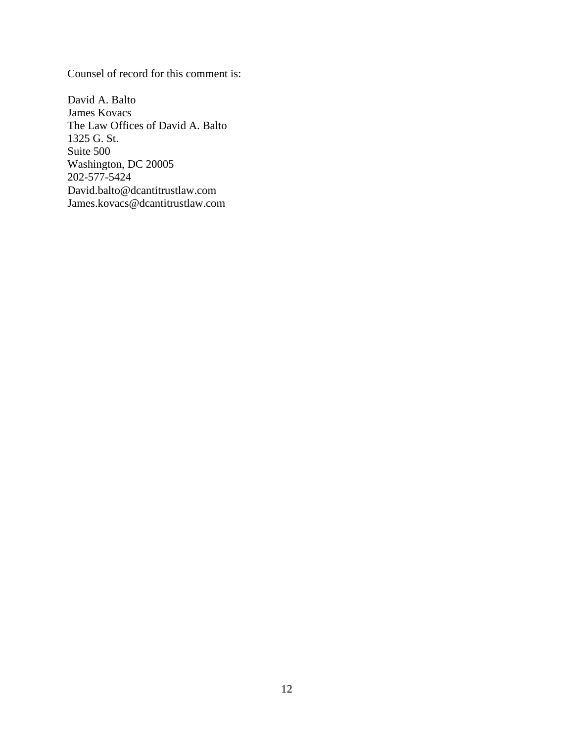Counsel of record for this comment is:

David A. Balto  
James Kovacs  
The Law Offices of David A. Balto  
1325 G. St.  
Suite 500  
Washington, DC 20005  
202-577-5424  
David.balto@dcantitrustlaw.com  
James.kovacs@dcantitrustlaw.com